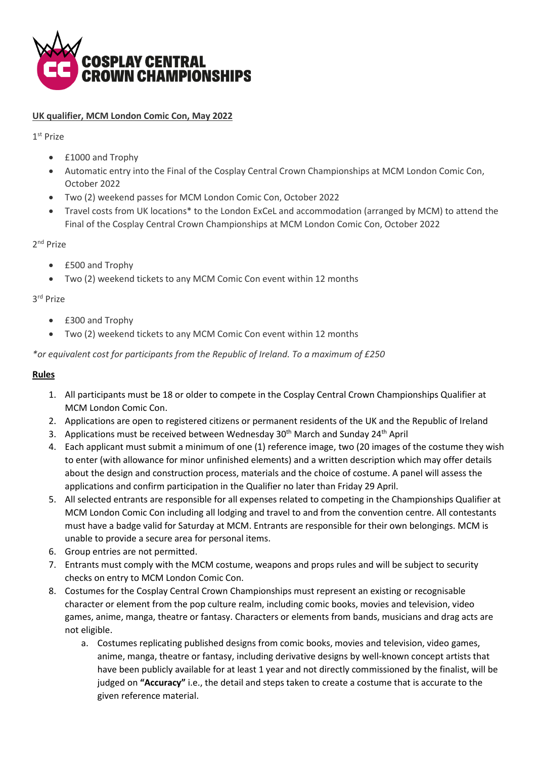# COSPLAY CENTRAL CROWN CHAMPIONSHIPS

## UK qualifier, MCM London Comic Con, May 2022

1st Prize

- £1000 and Trophy
- Automatic entry into the Final of the Cosplay Central Crown Championships at MCM London Comic Con, October 2022
- Two (2) weekend passes for MCM London Comic Con, October 2022
- Travel costs from UK locations* to the London ExCeL and accommodation (arranged by MCM) to attend the Final of the Cosplay Central Crown Championships at MCM London Comic Con, October 2022

2nd Prize

- £500 and Trophy
- Two (2) weekend tickets to any MCM Comic Con event within 12 months

3rd Prize

- £300 and Trophy
- Two (2) weekend tickets to any MCM Comic Con event within 12 months

*\*or equivalent cost for participants from the Republic of Ireland. To a maximum of £250*

## Rules

1. All participants must be 18 or older to compete in the Cosplay Central Crown Championships Qualifier at MCM London Comic Con.
2. Applications are open to registered citizens or permanent residents of the UK and the Republic of Ireland
3. Applications must be received between Wednesday 30th March and Sunday 24th April
4. Each applicant must submit a minimum of one (1) reference image, two (20 images of the costume they wish to enter (with allowance for minor unfinished elements) and a written description which may offer details about the design and construction process, materials and the choice of costume. A panel will assess the applications and confirm participation in the Qualifier no later than Friday 29 April.
5. All selected entrants are responsible for all expenses related to competing in the Championships Qualifier at MCM London Comic Con including all lodging and travel to and from the convention centre. All contestants must have a badge valid for Saturday at MCM. Entrants are responsible for their own belongings. MCM is unable to provide a secure area for personal items.
6. Group entries are not permitted.
7. Entrants must comply with the MCM costume, weapons and props rules and will be subject to security checks on entry to MCM London Comic Con.
8. Costumes for the Cosplay Central Crown Championships must represent an existing or recognisable character or element from the pop culture realm, including comic books, movies and television, video games, anime, manga, theatre or fantasy. Characters or elements from bands, musicians and drag acts are not eligible.
    a. Costumes replicating published designs from comic books, movies and television, video games, anime, manga, theatre or fantasy, including derivative designs by well-known concept artists that have been publicly available for at least 1 year and not directly commissioned by the finalist, will be judged on **"Accuracy"** i.e., the detail and steps taken to create a costume that is accurate to the given reference material.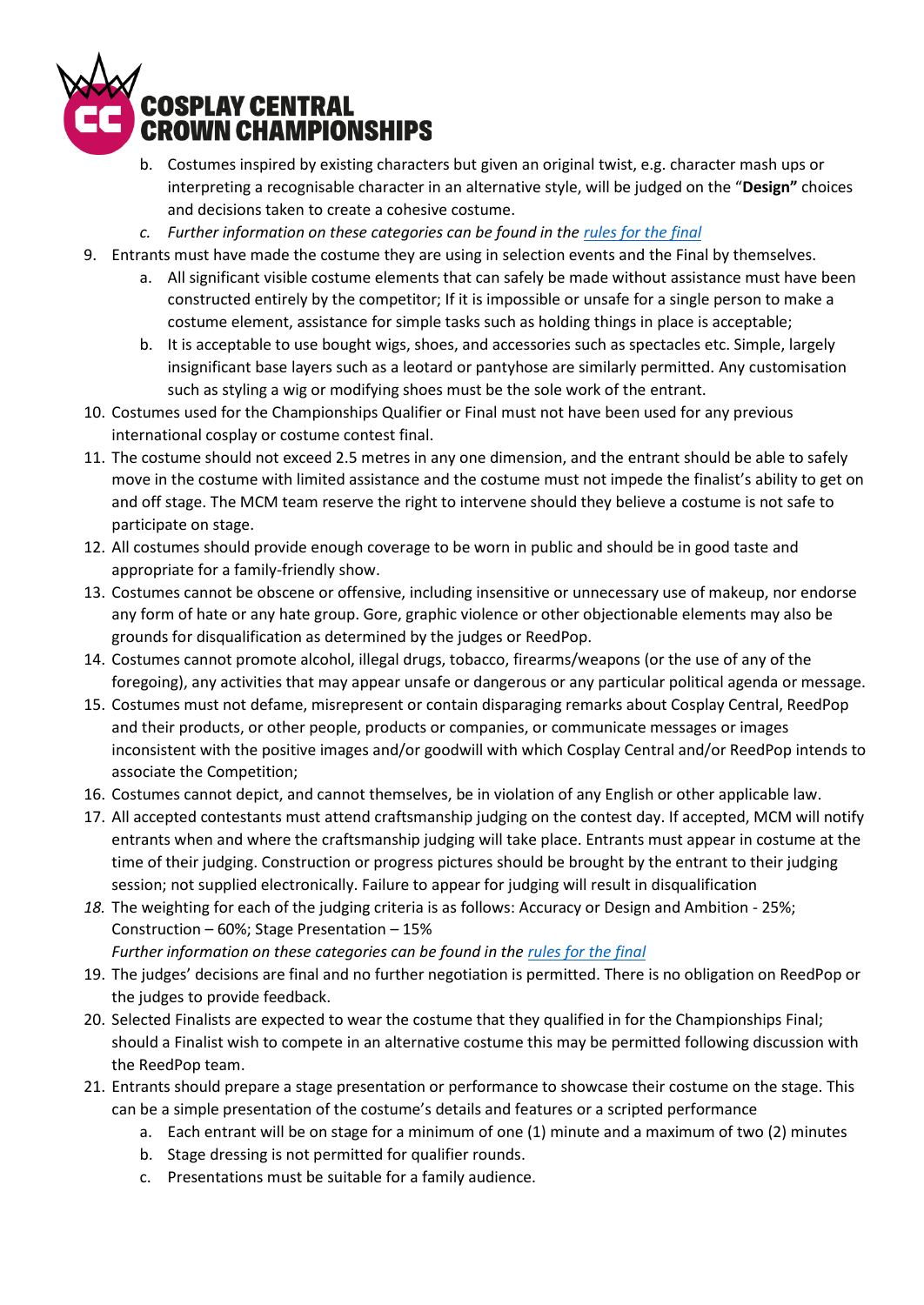b. Costumes inspired by existing characters but given an original twist, e.g. character mash ups or interpreting a recognisable character in an alternative style, will be judged on the "**Design"** choices and decisions taken to create a cohesive costume.
   c. *Further information on these categories can be found in the [rules for the final](rules for the final)*
9. Entrants must have made the costume they are using in selection events and the Final by themselves.
   a. All significant visible costume elements that can safely be made without assistance must have been constructed entirely by the competitor; If it is impossible or unsafe for a single person to make a costume element, assistance for simple tasks such as holding things in place is acceptable;
   b. It is acceptable to use bought wigs, shoes, and accessories such as spectacles etc. Simple, largely insignificant base layers such as a leotard or pantyhose are similarly permitted. Any customisation such as styling a wig or modifying shoes must be the sole work of the entrant.
10. Costumes used for the Championships Qualifier or Final must not have been used for any previous international cosplay or costume contest final.
11. The costume should not exceed 2.5 metres in any one dimension, and the entrant should be able to safely move in the costume with limited assistance and the costume must not impede the finalist's ability to get on and off stage. The MCM team reserve the right to intervene should they believe a costume is not safe to participate on stage.
12. All costumes should provide enough coverage to be worn in public and should be in good taste and appropriate for a family-friendly show.
13. Costumes cannot be obscene or offensive, including insensitive or unnecessary use of makeup, nor endorse any form of hate or any hate group. Gore, graphic violence or other objectionable elements may also be grounds for disqualification as determined by the judges or ReedPop.
14. Costumes cannot promote alcohol, illegal drugs, tobacco, firearms/weapons (or the use of any of the foregoing), any activities that may appear unsafe or dangerous or any particular political agenda or message.
15. Costumes must not defame, misrepresent or contain disparaging remarks about Cosplay Central, ReedPop and their products, or other people, products or companies, or communicate messages or images inconsistent with the positive images and/or goodwill with which Cosplay Central and/or ReedPop intends to associate the Competition;
16. Costumes cannot depict, and cannot themselves, be in violation of any English or other applicable law.
17. All accepted contestants must attend craftsmanship judging on the contest day. If accepted, MCM will notify entrants when and where the craftsmanship judging will take place. Entrants must appear in costume at the time of their judging. Construction or progress pictures should be brought by the entrant to their judging session; not supplied electronically. Failure to appear for judging will result in disqualification
18. The weighting for each of the judging criteria is as follows: Accuracy or Design and Ambition - 25%; Construction – 60%; Stage Presentation – 15%
    *Further information on these categories can be found in the [rules for the final](rules for the final)*
19. The judges' decisions are final and no further negotiation is permitted. There is no obligation on ReedPop or the judges to provide feedback.
20. Selected Finalists are expected to wear the costume that they qualified in for the Championships Final; should a Finalist wish to compete in an alternative costume this may be permitted following discussion with the ReedPop team.
21. Entrants should prepare a stage presentation or performance to showcase their costume on the stage. This can be a simple presentation of the costume's details and features or a scripted performance
    a. Each entrant will be on stage for a minimum of one (1) minute and a maximum of two (2) minutes
    b. Stage dressing is not permitted for qualifier rounds.
    c. Presentations must be suitable for a family audience.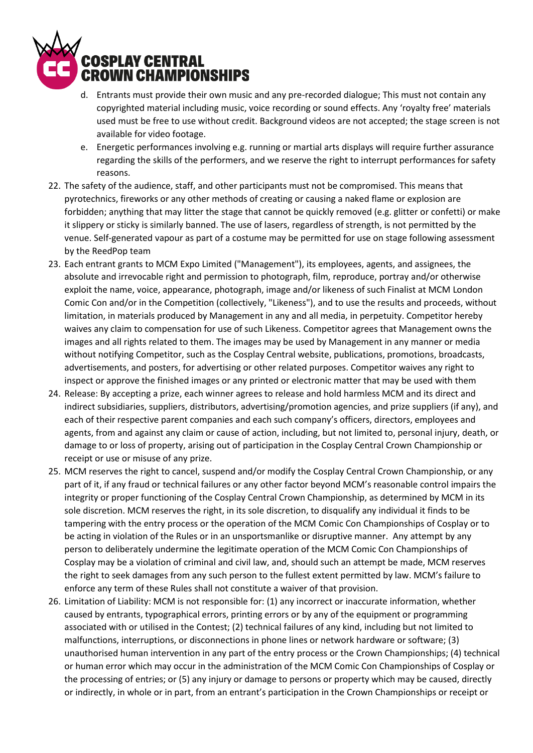d. Entrants must provide their own music and any pre-recorded dialogue; This must not contain any copyrighted material including music, voice recording or sound effects. Any 'royalty free' materials used must be free to use without credit. Background videos are not accepted; the stage screen is not available for video footage.

e. Energetic performances involving e.g. running or martial arts displays will require further assurance regarding the skills of the performers, and we reserve the right to interrupt performances for safety reasons.

22. The safety of the audience, staff, and other participants must not be compromised. This means that pyrotechnics, fireworks or any other methods of creating or causing a naked flame or explosion are forbidden; anything that may litter the stage that cannot be quickly removed (e.g. glitter or confetti) or make it slippery or sticky is similarly banned. The use of lasers, regardless of strength, is not permitted by the venue. Self-generated vapour as part of a costume may be permitted for use on stage following assessment by the ReedPop team

23. Each entrant grants to MCM Expo Limited ("Management"), its employees, agents, and assignees, the absolute and irrevocable right and permission to photograph, film, reproduce, portray and/or otherwise exploit the name, voice, appearance, photograph, image and/or likeness of such Finalist at MCM London Comic Con and/or in the Competition (collectively, "Likeness"), and to use the results and proceeds, without limitation, in materials produced by Management in any and all media, in perpetuity. Competitor hereby waives any claim to compensation for use of such Likeness. Competitor agrees that Management owns the images and all rights related to them. The images may be used by Management in any manner or media without notifying Competitor, such as the Cosplay Central website, publications, promotions, broadcasts, advertisements, and posters, for advertising or other related purposes. Competitor waives any right to inspect or approve the finished images or any printed or electronic matter that may be used with them

24. Release: By accepting a prize, each winner agrees to release and hold harmless MCM and its direct and indirect subsidiaries, suppliers, distributors, advertising/promotion agencies, and prize suppliers (if any), and each of their respective parent companies and each such company's officers, directors, employees and agents, from and against any claim or cause of action, including, but not limited to, personal injury, death, or damage to or loss of property, arising out of participation in the Cosplay Central Crown Championship or receipt or use or misuse of any prize.

25. MCM reserves the right to cancel, suspend and/or modify the Cosplay Central Crown Championship, or any part of it, if any fraud or technical failures or any other factor beyond MCM's reasonable control impairs the integrity or proper functioning of the Cosplay Central Crown Championship, as determined by MCM in its sole discretion. MCM reserves the right, in its sole discretion, to disqualify any individual it finds to be tampering with the entry process or the operation of the MCM Comic Con Championships of Cosplay or to be acting in violation of the Rules or in an unsportsmanlike or disruptive manner. Any attempt by any person to deliberately undermine the legitimate operation of the MCM Comic Con Championships of Cosplay may be a violation of criminal and civil law, and, should such an attempt be made, MCM reserves the right to seek damages from any such person to the fullest extent permitted by law. MCM's failure to enforce any term of these Rules shall not constitute a waiver of that provision.

26. Limitation of Liability: MCM is not responsible for: (1) any incorrect or inaccurate information, whether caused by entrants, typographical errors, printing errors or by any of the equipment or programming associated with or utilised in the Contest; (2) technical failures of any kind, including but not limited to malfunctions, interruptions, or disconnections in phone lines or network hardware or software; (3) unauthorised human intervention in any part of the entry process or the Crown Championships; (4) technical or human error which may occur in the administration of the MCM Comic Con Championships of Cosplay or the processing of entries; or (5) any injury or damage to persons or property which may be caused, directly or indirectly, in whole or in part, from an entrant's participation in the Crown Championships or receipt or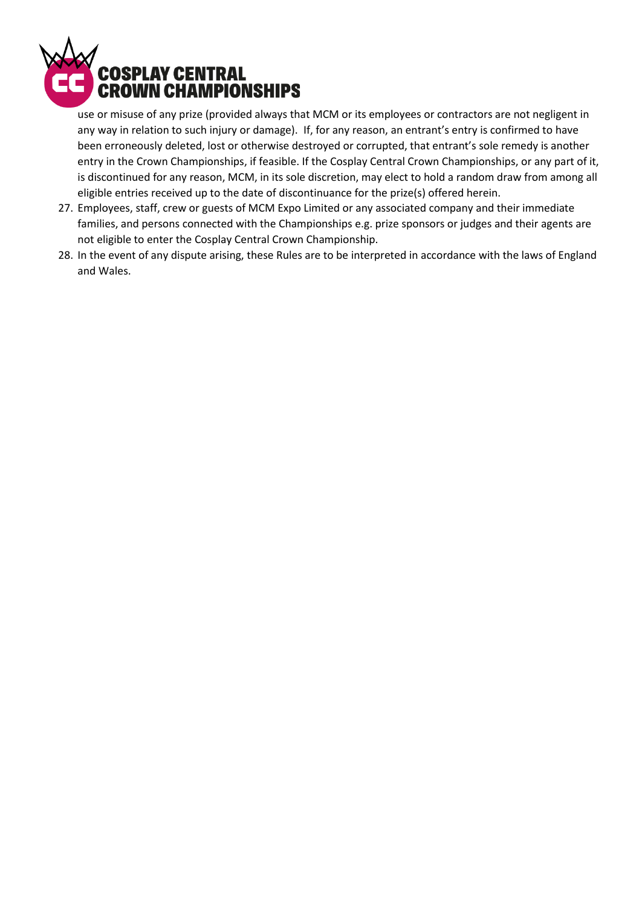use or misuse of any prize (provided always that MCM or its employees or contractors are not negligent in any way in relation to such injury or damage). If, for any reason, an entrant's entry is confirmed to have been erroneously deleted, lost or otherwise destroyed or corrupted, that entrant's sole remedy is another entry in the Crown Championships, if feasible. If the Cosplay Central Crown Championships, or any part of it, is discontinued for any reason, MCM, in its sole discretion, may elect to hold a random draw from among all eligible entries received up to the date of discontinuance for the prize(s) offered herein.

27. Employees, staff, crew or guests of MCM Expo Limited or any associated company and their immediate families, and persons connected with the Championships e.g. prize sponsors or judges and their agents are not eligible to enter the Cosplay Central Crown Championship.
28. In the event of any dispute arising, these Rules are to be interpreted in accordance with the laws of England and Wales.